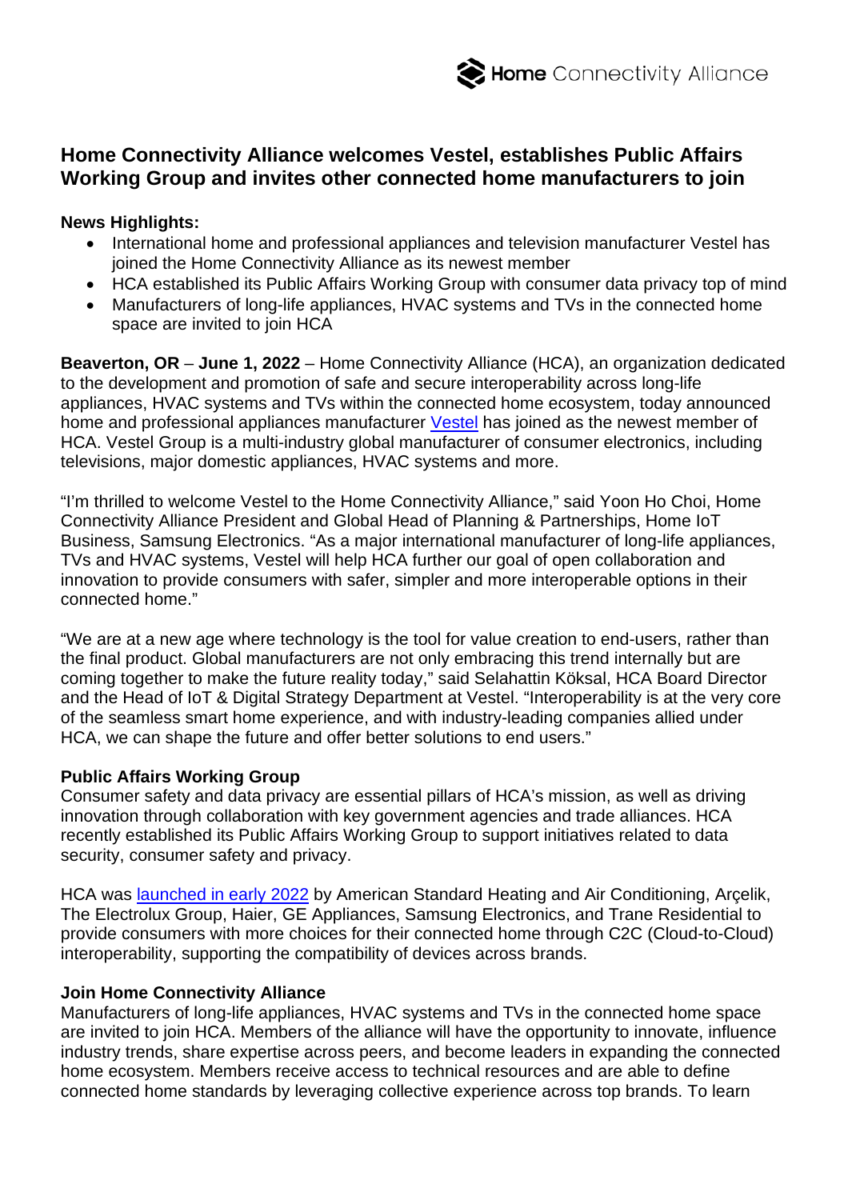# Home Connectivity Alliance welcomes Vestel, establishes Public Affairs Working Group and invites other connected home manufacturers to join

**News Highlights:**

- International home and professional appliances and television manufacturer Vestel has joined the Home Connectivity Alliance as its newest member
- HCA established its Public Affairs Working Group with consumer data privacy top of mind
- Manufacturers of long-life appliances, HVAC systems and TVs in the connected home space are invited to join HCA

**Beaverton, OR** – **June 1, 2022** – Home Connectivity Alliance (HCA), an organization dedicated to the development and promotion of safe and secure interoperability across long-life appliances, HVAC systems and TVs within the connected home ecosystem, today announced home and professional appliances manufacturer Vestel has joined as the newest member of HCA. Vestel Group is a multi-industry global manufacturer of consumer electronics, including televisions, major domestic appliances, HVAC systems and more.

"I'm thrilled to welcome Vestel to the Home Connectivity Alliance," said Yoon Ho Choi, Home Connectivity Alliance President and Global Head of Planning & Partnerships, Home IoT Business, Samsung Electronics. "As a major international manufacturer of long-life appliances, TVs and HVAC systems, Vestel will help HCA further our goal of open collaboration and innovation to provide consumers with safer, simpler and more interoperable options in their connected home."

"We are at a new age where technology is the tool for value creation to end-users, rather than the final product. Global manufacturers are not only embracing this trend internally but are coming together to make the future reality today," said Selahattin Köksal, HCA Board Director and the Head of IoT & Digital Strategy Department at Vestel. "Interoperability is at the very core of the seamless smart home experience, and with industry-leading companies allied under HCA, we can shape the future and offer better solutions to end users."

**Public Affairs Working Group**

Consumer safety and data privacy are essential pillars of HCA's mission, as well as driving innovation through collaboration with key government agencies and trade alliances. HCA recently established its Public Affairs Working Group to support initiatives related to data security, consumer safety and privacy.

HCA was launched in early 2022 by American Standard Heating and Air Conditioning, Arçelik, The Electrolux Group, Haier, GE Appliances, Samsung Electronics, and Trane Residential to provide consumers with more choices for their connected home through C2C (Cloud-to-Cloud) interoperability, supporting the compatibility of devices across brands.

**Join Home Connectivity Alliance**

Manufacturers of long-life appliances, HVAC systems and TVs in the connected home space are invited to join HCA. Members of the alliance will have the opportunity to innovate, influence industry trends, share expertise across peers, and become leaders in expanding the connected home ecosystem. Members receive access to technical resources and are able to define connected home standards by leveraging collective experience across top brands. To learn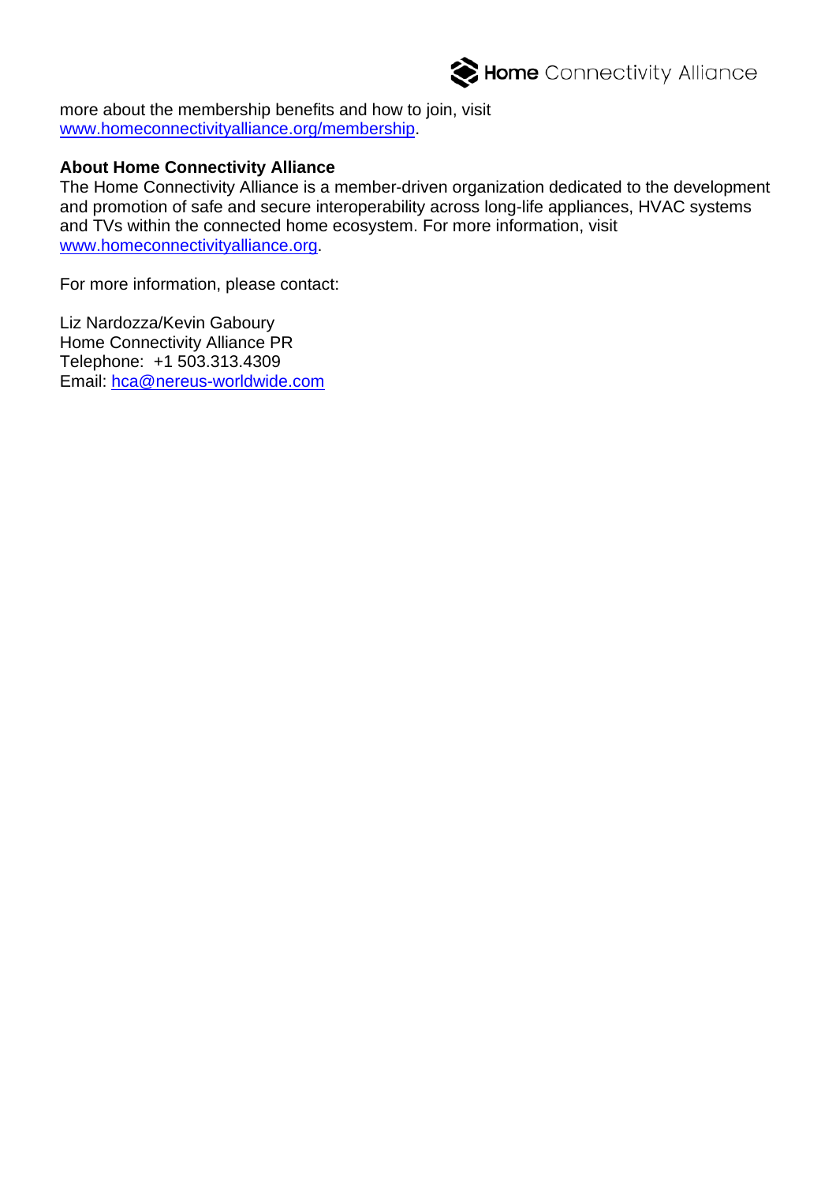more about the membership benefits and how to join, visit [www.homeconnectivityalliance.org/membership](www.homeconnectivityalliance.org/membership).

**About Home Connectivity Alliance**

The Home Connectivity Alliance is a member-driven organization dedicated to the development and promotion of safe and secure interoperability across long-life appliances, HVAC systems and TVs within the connected home ecosystem. For more information, visit [www.homeconnectivityalliance.org](www.homeconnectivityalliance.org).

For more information, please contact:

Liz Nardozza/Kevin Gaboury
Home Connectivity Alliance PR
Telephone: +1 503.313.4309
Email: [hca@nereus-worldwide.com](mailto:hca@nereus-worldwide.com)